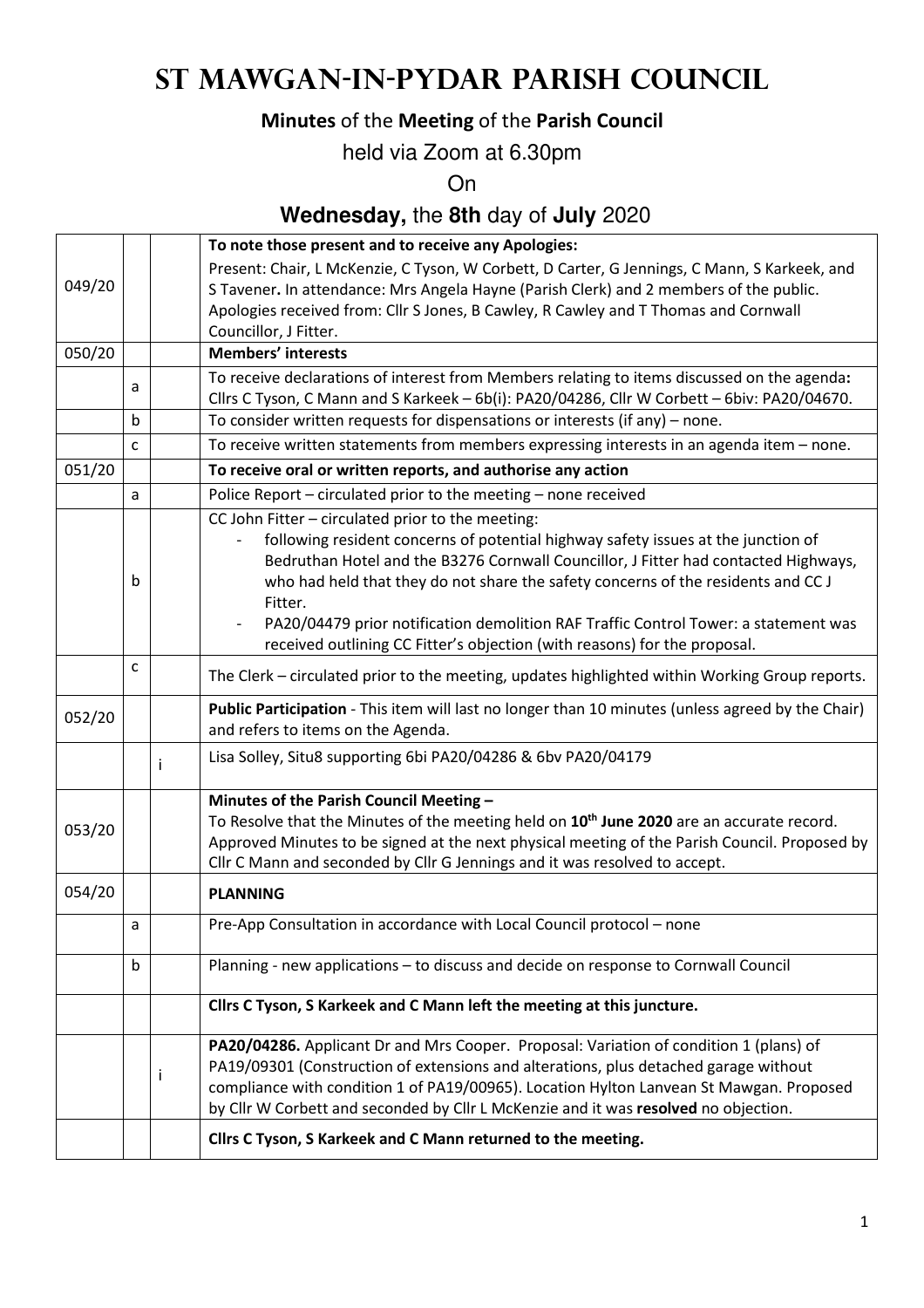# St Mawgan-in-Pydar Parish Council

**Minutes** of the **Meeting** of the **Parish Council**

held via Zoom at 6.30pm

On

**Wednesday,** the **8th** day of **July** 2020

| | | | |
|---|---|---|---|
| 049/20 | | | **To note those present and to receive any Apologies:** Present: Chair, L McKenzie, C Tyson, W Corbett, D Carter, G Jennings, C Mann, S Karkeek, and S Tavener**.** In attendance: Mrs Angela Hayne (Parish Clerk) and 2 members of the public. Apologies received from: Cllr S Jones, B Cawley, R Cawley and T Thomas and Cornwall Councillor, J Fitter. |
| 050/20 | | | **Members' interests** |
| | a | | To receive declarations of interest from Members relating to items discussed on the agenda**:** Cllrs C Tyson, C Mann and S Karkeek – 6b(i): PA20/04286, Cllr W Corbett – 6biv: PA20/04670. |
| | b | | To consider written requests for dispensations or interests (if any) – none. |
| | c | | To receive written statements from members expressing interests in an agenda item – none. |
| 051/20 | | | **To receive oral or written reports, and authorise any action** |
| | a | | Police Report – circulated prior to the meeting – none received |
| | b | | CC John Fitter – circulated prior to the meeting: - following resident concerns of potential highway safety issues at the junction of Bedruthan Hotel and the B3276 Cornwall Councillor, J Fitter had contacted Highways, who had held that they do not share the safety concerns of the residents and CC J Fitter. - PA20/04479 prior notification demolition RAF Traffic Control Tower: a statement was received outlining CC Fitter's objection (with reasons) for the proposal. |
| | c | | The Clerk – circulated prior to the meeting, updates highlighted within Working Group reports. |
| 052/20 | | | **Public Participation** - This item will last no longer than 10 minutes (unless agreed by the Chair) and refers to items on the Agenda. |
| | | i | Lisa Solley, Situ8 supporting 6bi PA20/04286 & 6bv PA20/04179 |
| 053/20 | | | **Minutes of the Parish Council Meeting –** To Resolve that the Minutes of the meeting held on **10th June 2020** are an accurate record. Approved Minutes to be signed at the next physical meeting of the Parish Council. Proposed by Cllr C Mann and seconded by Cllr G Jennings and it was resolved to accept. |
| 054/20 | | | **PLANNING** |
| | a | | Pre-App Consultation in accordance with Local Council protocol – none |
| | b | | Planning - new applications – to discuss and decide on response to Cornwall Council |
| | | | **Cllrs C Tyson, S Karkeek and C Mann left the meeting at this juncture.** |
| | | i | **PA20/04286.** Applicant Dr and Mrs Cooper. Proposal: Variation of condition 1 (plans) of PA19/09301 (Construction of extensions and alterations, plus detached garage without compliance with condition 1 of PA19/00965). Location Hylton Lanvean St Mawgan. Proposed by Cllr W Corbett and seconded by Cllr L McKenzie and it was **resolved** no objection. |
| | | | **Cllrs C Tyson, S Karkeek and C Mann returned to the meeting.** |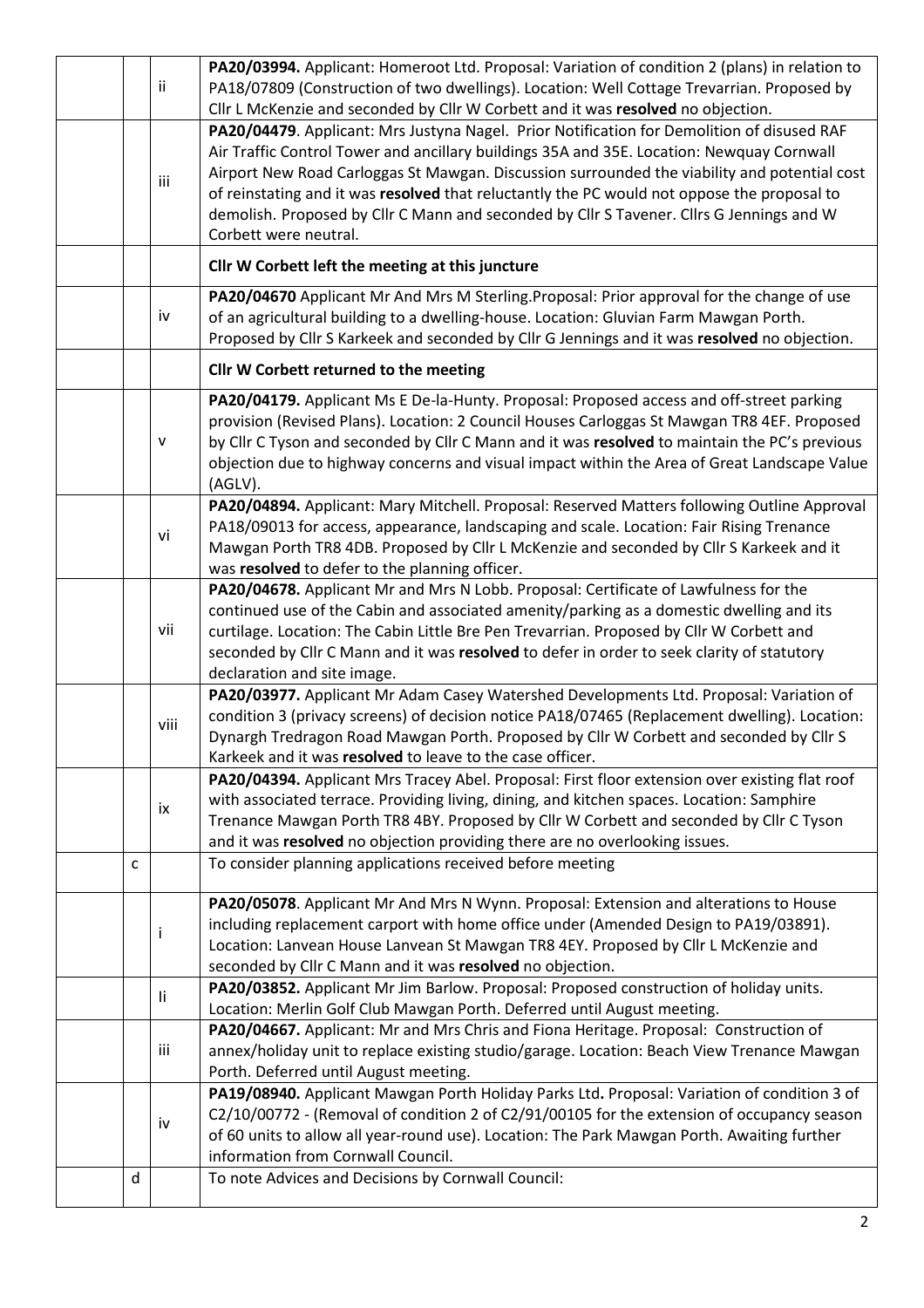| | | |
|---|---|---|
| | ii | **PA20/03994.** Applicant: Homeroot Ltd. Proposal: Variation of condition 2 (plans) in relation to PA18/07809 (Construction of two dwellings). Location: Well Cottage Trevarrian. Proposed by Cllr L McKenzie and seconded by Cllr W Corbett and it was **resolved** no objection. |
| | iii | **PA20/04479**. Applicant: Mrs Justyna Nagel. Prior Notification for Demolition of disused RAF Air Traffic Control Tower and ancillary buildings 35A and 35E. Location: Newquay Cornwall Airport New Road Carloggas St Mawgan. Discussion surrounded the viability and potential cost of reinstating and it was **resolved** that reluctantly the PC would not oppose the proposal to demolish. Proposed by Cllr C Mann and seconded by Cllr S Tavener. Cllrs G Jennings and W Corbett were neutral. |
| | | **Cllr W Corbett left the meeting at this juncture** |
| | iv | **PA20/04670** Applicant Mr And Mrs M Sterling.Proposal: Prior approval for the change of use of an agricultural building to a dwelling-house. Location: Gluvian Farm Mawgan Porth. Proposed by Cllr S Karkeek and seconded by Cllr G Jennings and it was **resolved** no objection. |
| | | **Cllr W Corbett returned to the meeting** |
| | v | **PA20/04179.** Applicant Ms E De-la-Hunty. Proposal: Proposed access and off-street parking provision (Revised Plans). Location: 2 Council Houses Carloggas St Mawgan TR8 4EF. Proposed by Cllr C Tyson and seconded by Cllr C Mann and it was **resolved** to maintain the PC's previous objection due to highway concerns and visual impact within the Area of Great Landscape Value (AGLV). |
| | vi | **PA20/04894.** Applicant: Mary Mitchell. Proposal: Reserved Matters following Outline Approval PA18/09013 for access, appearance, landscaping and scale. Location: Fair Rising Trenance Mawgan Porth TR8 4DB. Proposed by Cllr L McKenzie and seconded by Cllr S Karkeek and it was **resolved** to defer to the planning officer. |
| | vii | **PA20/04678.** Applicant Mr and Mrs N Lobb. Proposal: Certificate of Lawfulness for the continued use of the Cabin and associated amenity/parking as a domestic dwelling and its curtilage. Location: The Cabin Little Bre Pen Trevarrian. Proposed by Cllr W Corbett and seconded by Cllr C Mann and it was **resolved** to defer in order to seek clarity of statutory declaration and site image. |
| | viii | **PA20/03977.** Applicant Mr Adam Casey Watershed Developments Ltd. Proposal: Variation of condition 3 (privacy screens) of decision notice PA18/07465 (Replacement dwelling). Location: Dynargh Tredragon Road Mawgan Porth. Proposed by Cllr W Corbett and seconded by Cllr S Karkeek and it was **resolved** to leave to the case officer. |
| | ix | **PA20/04394.** Applicant Mrs Tracey Abel. Proposal: First floor extension over existing flat roof with associated terrace. Providing living, dining, and kitchen spaces. Location: Samphire Trenance Mawgan Porth TR8 4BY. Proposed by Cllr W Corbett and seconded by Cllr C Tyson and it was **resolved** no objection providing there are no overlooking issues. |
| c | | To consider planning applications received before meeting |
| | i | **PA20/05078**. Applicant Mr And Mrs N Wynn. Proposal: Extension and alterations to House including replacement carport with home office under (Amended Design to PA19/03891). Location: Lanvean House Lanvean St Mawgan TR8 4EY. Proposed by Cllr L McKenzie and seconded by Cllr C Mann and it was **resolved** no objection. |
| | Ii | **PA20/03852.** Applicant Mr Jim Barlow. Proposal: Proposed construction of holiday units. Location: Merlin Golf Club Mawgan Porth. Deferred until August meeting. |
| | iii | **PA20/04667.** Applicant: Mr and Mrs Chris and Fiona Heritage. Proposal: Construction of annex/holiday unit to replace existing studio/garage. Location: Beach View Trenance Mawgan Porth. Deferred until August meeting. |
| | iv | **PA19/08940.** Applicant Mawgan Porth Holiday Parks Ltd**.** Proposal: Variation of condition 3 of C2/10/00772 - (Removal of condition 2 of C2/91/00105 for the extension of occupancy season of 60 units to allow all year-round use). Location: The Park Mawgan Porth. Awaiting further information from Cornwall Council. |
| d | | To note Advices and Decisions by Cornwall Council: |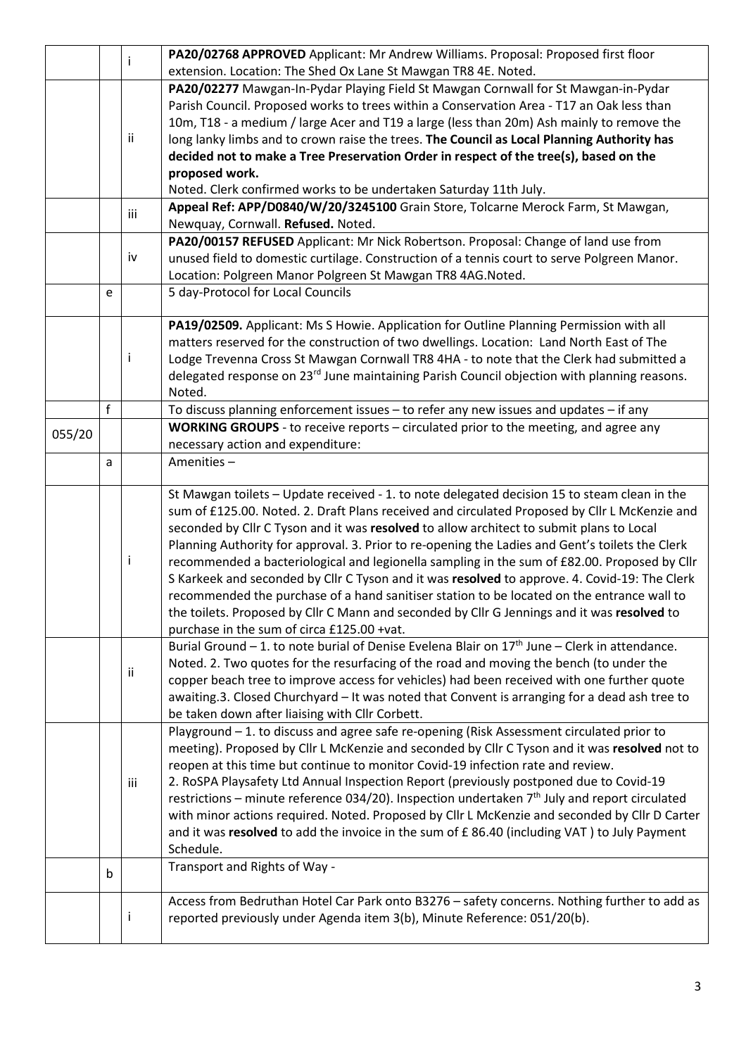| | | | |
|---|---|---|---|
| | | i | **PA20/02768 APPROVED** Applicant: Mr Andrew Williams. Proposal: Proposed first floor extension. Location: The Shed Ox Lane St Mawgan TR8 4E. Noted. |
| | | ii | **PA20/02277** Mawgan-In-Pydar Playing Field St Mawgan Cornwall for St Mawgan-in-Pydar Parish Council. Proposed works to trees within a Conservation Area - T17 an Oak less than 10m, T18 - a medium / large Acer and T19 a large (less than 20m) Ash mainly to remove the long lanky limbs and to crown raise the trees. **The Council as Local Planning Authority has decided not to make a Tree Preservation Order in respect of the tree(s), based on the proposed work.** Noted. Clerk confirmed works to be undertaken Saturday 11th July. |
| | | iii | **Appeal Ref: APP/D0840/W/20/3245100** Grain Store, Tolcarne Merock Farm, St Mawgan, Newquay, Cornwall. **Refused.** Noted. |
| | | iv | **PA20/00157 REFUSED** Applicant: Mr Nick Robertson. Proposal: Change of land use from unused field to domestic curtilage. Construction of a tennis court to serve Polgreen Manor. Location: Polgreen Manor Polgreen St Mawgan TR8 4AG.Noted. |
| | e | | 5 day-Protocol for Local Councils |
| | | i | **PA19/02509.** Applicant: Ms S Howie. Application for Outline Planning Permission with all matters reserved for the construction of two dwellings. Location: Land North East of The Lodge Trevenna Cross St Mawgan Cornwall TR8 4HA - to note that the Clerk had submitted a delegated response on 23rd June maintaining Parish Council objection with planning reasons. Noted. |
| | f | | To discuss planning enforcement issues – to refer any new issues and updates – if any |
| 055/20 | | | **WORKING GROUPS** - to receive reports – circulated prior to the meeting, and agree any necessary action and expenditure: |
| | a | | Amenities – |
| | | i | St Mawgan toilets – Update received - 1. to note delegated decision 15 to steam clean in the sum of £125.00. Noted. 2. Draft Plans received and circulated Proposed by Cllr L McKenzie and seconded by Cllr C Tyson and it was **resolved** to allow architect to submit plans to Local Planning Authority for approval. 3. Prior to re-opening the Ladies and Gent's toilets the Clerk recommended a bacteriological and legionella sampling in the sum of £82.00. Proposed by Cllr S Karkeek and seconded by Cllr C Tyson and it was **resolved** to approve. 4. Covid-19: The Clerk recommended the purchase of a hand sanitiser station to be located on the entrance wall to the toilets. Proposed by Cllr C Mann and seconded by Cllr G Jennings and it was **resolved** to purchase in the sum of circa £125.00 +vat. |
| | | ii | Burial Ground – 1. to note burial of Denise Evelena Blair on 17th June – Clerk in attendance. Noted. 2. Two quotes for the resurfacing of the road and moving the bench (to under the copper beach tree to improve access for vehicles) had been received with one further quote awaiting.3. Closed Churchyard – It was noted that Convent is arranging for a dead ash tree to be taken down after liaising with Cllr Corbett. |
| | | iii | Playground – 1. to discuss and agree safe re-opening (Risk Assessment circulated prior to meeting). Proposed by Cllr L McKenzie and seconded by Cllr C Tyson and it was **resolved** not to reopen at this time but continue to monitor Covid-19 infection rate and review. 2. RoSPA Playsafety Ltd Annual Inspection Report (previously postponed due to Covid-19 restrictions – minute reference 034/20). Inspection undertaken 7th July and report circulated with minor actions required. Noted. Proposed by Cllr L McKenzie and seconded by Cllr D Carter and it was **resolved** to add the invoice in the sum of £ 86.40 (including VAT ) to July Payment Schedule. |
| | b | | Transport and Rights of Way - |
| | | i | Access from Bedruthan Hotel Car Park onto B3276 – safety concerns. Nothing further to add as reported previously under Agenda item 3(b), Minute Reference: 051/20(b). |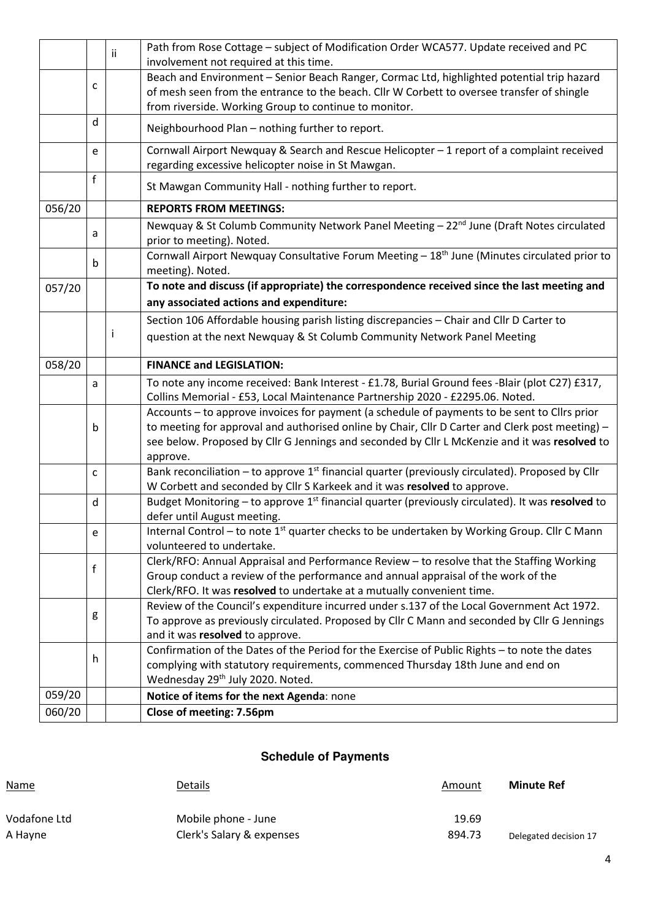|  |  |  |  |
|---|---|---|---|
|  |  | ii | Path from Rose Cottage – subject of Modification Order WCA577. Update received and PC involvement not required at this time. |
|  | c |  | Beach and Environment – Senior Beach Ranger, Cormac Ltd, highlighted potential trip hazard of mesh seen from the entrance to the beach. Cllr W Corbett to oversee transfer of shingle from riverside. Working Group to continue to monitor. |
|  | d |  | Neighbourhood Plan – nothing further to report. |
|  | e |  | Cornwall Airport Newquay & Search and Rescue Helicopter – 1 report of a complaint received regarding excessive helicopter noise in St Mawgan. |
|  | f |  | St Mawgan Community Hall - nothing further to report. |
| 056/20 |  |  | **REPORTS FROM MEETINGS:** |
|  | a |  | Newquay & St Columb Community Network Panel Meeting – 22nd June (Draft Notes circulated prior to meeting). Noted. |
|  | b |  | Cornwall Airport Newquay Consultative Forum Meeting – 18th June (Minutes circulated prior to meeting). Noted. |
| 057/20 |  |  | **To note and discuss (if appropriate) the correspondence received since the last meeting and any associated actions and expenditure:** |
|  |  | i | Section 106 Affordable housing parish listing discrepancies – Chair and Cllr D Carter to question at the next Newquay & St Columb Community Network Panel Meeting |
| 058/20 |  |  | **FINANCE and LEGISLATION:** |
|  | a |  | To note any income received: Bank Interest - £1.78, Burial Ground fees -Blair (plot C27) £317, Collins Memorial - £53, Local Maintenance Partnership 2020 - £2295.06. Noted. |
|  | b |  | Accounts – to approve invoices for payment (a schedule of payments to be sent to Cllrs prior to meeting for approval and authorised online by Chair, Cllr D Carter and Clerk post meeting) – see below. Proposed by Cllr G Jennings and seconded by Cllr L McKenzie and it was **resolved** to approve. |
|  | c |  | Bank reconciliation – to approve 1st financial quarter (previously circulated). Proposed by Cllr W Corbett and seconded by Cllr S Karkeek and it was **resolved** to approve. |
|  | d |  | Budget Monitoring – to approve 1st financial quarter (previously circulated). It was **resolved** to defer until August meeting. |
|  | e |  | Internal Control – to note 1st quarter checks to be undertaken by Working Group. Cllr C Mann volunteered to undertake. |
|  | f |  | Clerk/RFO: Annual Appraisal and Performance Review – to resolve that the Staffing Working Group conduct a review of the performance and annual appraisal of the work of the Clerk/RFO. It was **resolved** to undertake at a mutually convenient time. |
|  | g |  | Review of the Council's expenditure incurred under s.137 of the Local Government Act 1972. To approve as previously circulated. Proposed by Cllr C Mann and seconded by Cllr G Jennings and it was **resolved** to approve. |
|  | h |  | Confirmation of the Dates of the Period for the Exercise of Public Rights – to note the dates complying with statutory requirements, commenced Thursday 18th June and end on Wednesday 29th July 2020. Noted. |
| 059/20 |  |  | **Notice of items for the next Agenda**: none |
| 060/20 |  |  | **Close of meeting: 7.56pm** |

## Schedule of Payments

| Name | Details | Amount | Minute Ref |
|---|---|---|---|
| Vodafone Ltd | Mobile phone - June | 19.69 |  |
| A Hayne | Clerk's Salary & expenses | 894.73 | Delegated decision 17 |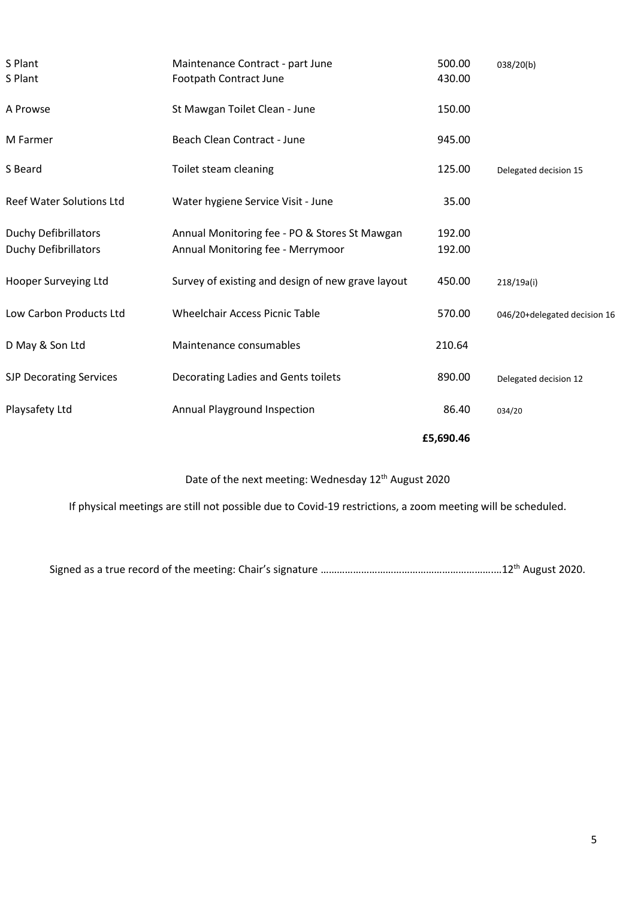| | | | |
|---|---|---|---|
| S Plant | Maintenance Contract - part June | 500.00 | 038/20(b) |
| S Plant | Footpath Contract June | 430.00 | |
| A Prowse | St Mawgan Toilet Clean - June | 150.00 | |
| M Farmer | Beach Clean Contract - June | 945.00 | |
| S Beard | Toilet steam cleaning | 125.00 | Delegated decision 15 |
| Reef Water Solutions Ltd | Water hygiene Service Visit - June | 35.00 | |
| Duchy Defibrillators | Annual Monitoring fee - PO & Stores St Mawgan | 192.00 | |
| Duchy Defibrillators | Annual Monitoring fee - Merrymoor | 192.00 | |
| Hooper Surveying Ltd | Survey of existing and design of new grave layout | 450.00 | 218/19a(i) |
| Low Carbon Products Ltd | Wheelchair Access Picnic Table | 570.00 | 046/20+delegated decision 16 |
| D May & Son Ltd | Maintenance consumables | 210.64 | |
| SJP Decorating Services | Decorating Ladies and Gents toilets | 890.00 | Delegated decision 12 |
| Playsafety Ltd | Annual Playground Inspection | 86.40 | 034/20 |
| | | **£5,690.46** | |

Date of the next meeting: Wednesday 12th August 2020

If physical meetings are still not possible due to Covid-19 restrictions, a zoom meeting will be scheduled.

Signed as a true record of the meeting: Chair's signature ……………………………………………………….12th August 2020.